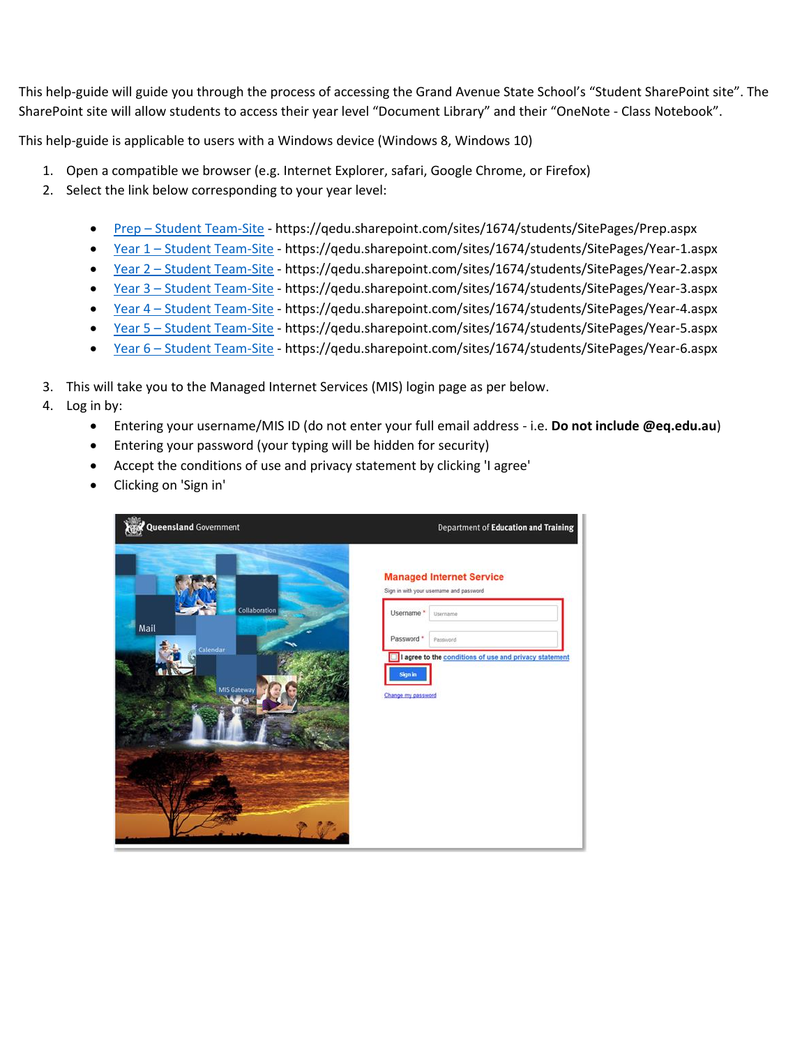This help-guide will guide you through the process of accessing the Grand Avenue State School's "Student SharePoint site". The SharePoint site will allow students to access their year level "Document Library" and their "OneNote - Class Notebook".

This help-guide is applicable to users with a Windows device (Windows 8, Windows 10)

1. Open a compatible we browser (e.g. Internet Explorer, safari, Google Chrome, or Firefox)
2. Select the link below corresponding to your year level:

   - Prep – Student Team-Site - https://qedu.sharepoint.com/sites/1674/students/SitePages/Prep.aspx
   - Year 1 – Student Team-Site - https://qedu.sharepoint.com/sites/1674/students/SitePages/Year-1.aspx
   - Year 2 – Student Team-Site - https://qedu.sharepoint.com/sites/1674/students/SitePages/Year-2.aspx
   - Year 3 – Student Team-Site - https://qedu.sharepoint.com/sites/1674/students/SitePages/Year-3.aspx
   - Year 4 – Student Team-Site - https://qedu.sharepoint.com/sites/1674/students/SitePages/Year-4.aspx
   - Year 5 – Student Team-Site - https://qedu.sharepoint.com/sites/1674/students/SitePages/Year-5.aspx
   - Year 6 – Student Team-Site - https://qedu.sharepoint.com/sites/1674/students/SitePages/Year-6.aspx

3. This will take you to the Managed Internet Services (MIS) login page as per below.
4. Log in by:
   - Entering your username/MIS ID (do not enter your full email address - i.e. **Do not include @eq.edu.au**)
   - Entering your password (your typing will be hidden for security)
   - Accept the conditions of use and privacy statement by clicking 'I agree'
   - Clicking on 'Sign in'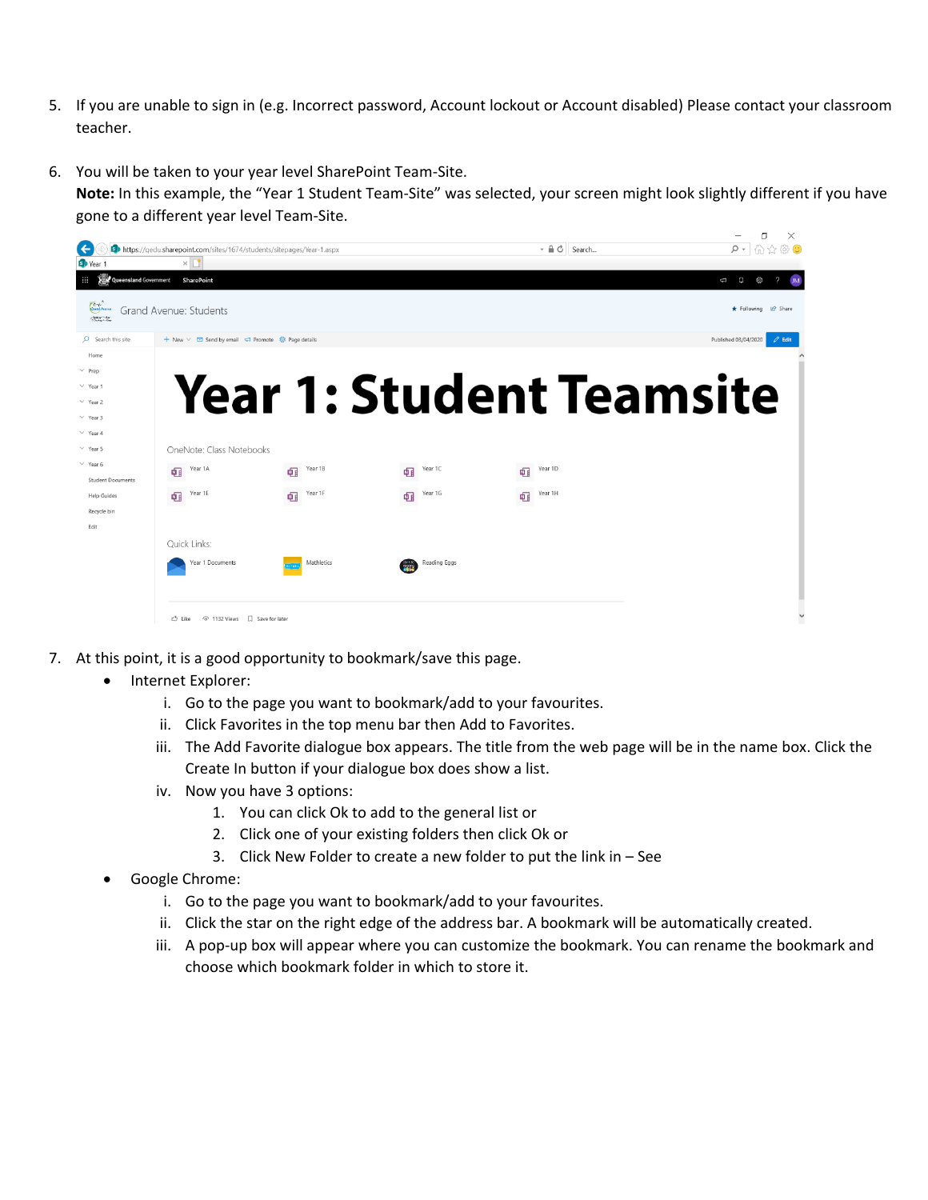5. If you are unable to sign in (e.g. Incorrect password, Account lockout or Account disabled) Please contact your classroom teacher.

6. You will be taken to your year level SharePoint Team-Site.
   **Note:** In this example, the "Year 1 Student Team-Site" was selected, your screen might look slightly different if you have gone to a different year level Team-Site.

7. At this point, it is a good opportunity to bookmark/save this page.
   - Internet Explorer:
     - i. Go to the page you want to bookmark/add to your favourites.
     - ii. Click Favorites in the top menu bar then Add to Favorites.
     - iii. The Add Favorite dialogue box appears. The title from the web page will be in the name box. Click the Create In button if your dialogue box does show a list.
     - iv. Now you have 3 options:
       1. You can click Ok to add to the general list or
       2. Click one of your existing folders then click Ok or
       3. Click New Folder to create a new folder to put the link in – See
   - Google Chrome:
     - i. Go to the page you want to bookmark/add to your favourites.
     - ii. Click the star on the right edge of the address bar. A bookmark will be automatically created.
     - iii. A pop-up box will appear where you can customize the bookmark. You can rename the bookmark and choose which bookmark folder in which to store it.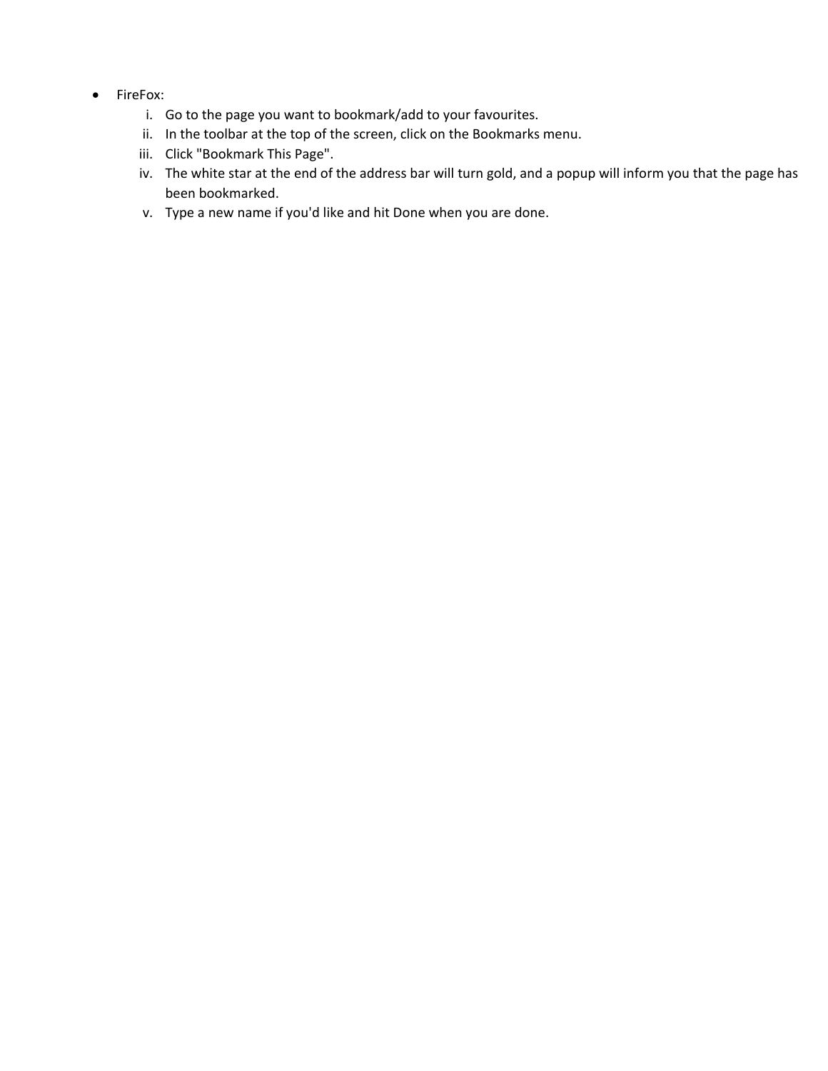- FireFox:
    i. Go to the page you want to bookmark/add to your favourites.
    ii. In the toolbar at the top of the screen, click on the Bookmarks menu.
    iii. Click "Bookmark This Page".
    iv. The white star at the end of the address bar will turn gold, and a popup will inform you that the page has been bookmarked.
    v. Type a new name if you'd like and hit Done when you are done.